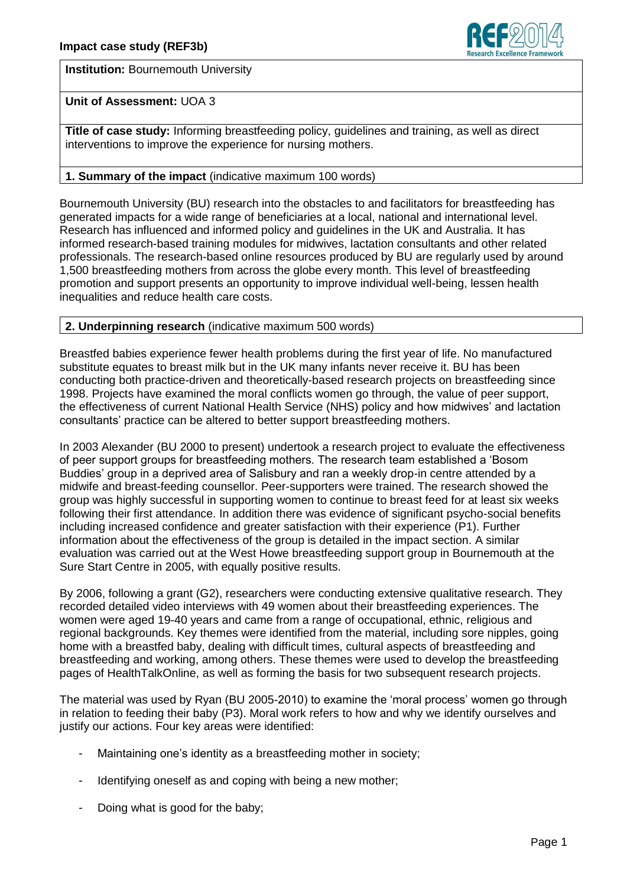**Impact case study (REF3b)**

**Institution:** Bournemouth University

**Unit of Assessment:** UOA 3

**Title of case study:** Informing breastfeeding policy, guidelines and training, as well as direct interventions to improve the experience for nursing mothers.

## 1. Summary of the impact (indicative maximum 100 words)

Bournemouth University (BU) research into the obstacles to and facilitators for breastfeeding has generated impacts for a wide range of beneficiaries at a local, national and international level. Research has influenced and informed policy and guidelines in the UK and Australia. It has informed research-based training modules for midwives, lactation consultants and other related professionals. The research-based online resources produced by BU are regularly used by around 1,500 breastfeeding mothers from across the globe every month. This level of breastfeeding promotion and support presents an opportunity to improve individual well-being, lessen health inequalities and reduce health care costs.

## 2. Underpinning research (indicative maximum 500 words)

Breastfed babies experience fewer health problems during the first year of life. No manufactured substitute equates to breast milk but in the UK many infants never receive it. BU has been conducting both practice-driven and theoretically-based research projects on breastfeeding since 1998. Projects have examined the moral conflicts women go through, the value of peer support, the effectiveness of current National Health Service (NHS) policy and how midwives' and lactation consultants' practice can be altered to better support breastfeeding mothers.

In 2003 Alexander (BU 2000 to present) undertook a research project to evaluate the effectiveness of peer support groups for breastfeeding mothers. The research team established a 'Bosom Buddies' group in a deprived area of Salisbury and ran a weekly drop-in centre attended by a midwife and breast-feeding counsellor. Peer-supporters were trained. The research showed the group was highly successful in supporting women to continue to breast feed for at least six weeks following their first attendance. In addition there was evidence of significant psycho-social benefits including increased confidence and greater satisfaction with their experience (P1). Further information about the effectiveness of the group is detailed in the impact section. A similar evaluation was carried out at the West Howe breastfeeding support group in Bournemouth at the Sure Start Centre in 2005, with equally positive results.

By 2006, following a grant (G2), researchers were conducting extensive qualitative research. They recorded detailed video interviews with 49 women about their breastfeeding experiences. The women were aged 19-40 years and came from a range of occupational, ethnic, religious and regional backgrounds. Key themes were identified from the material, including sore nipples, going home with a breastfed baby, dealing with difficult times, cultural aspects of breastfeeding and breastfeeding and working, among others. These themes were used to develop the breastfeeding pages of HealthTalkOnline, as well as forming the basis for two subsequent research projects.

The material was used by Ryan (BU 2005-2010) to examine the 'moral process' women go through in relation to feeding their baby (P3). Moral work refers to how and why we identify ourselves and justify our actions. Four key areas were identified:

- Maintaining one's identity as a breastfeeding mother in society;
- Identifying oneself as and coping with being a new mother;
- Doing what is good for the baby;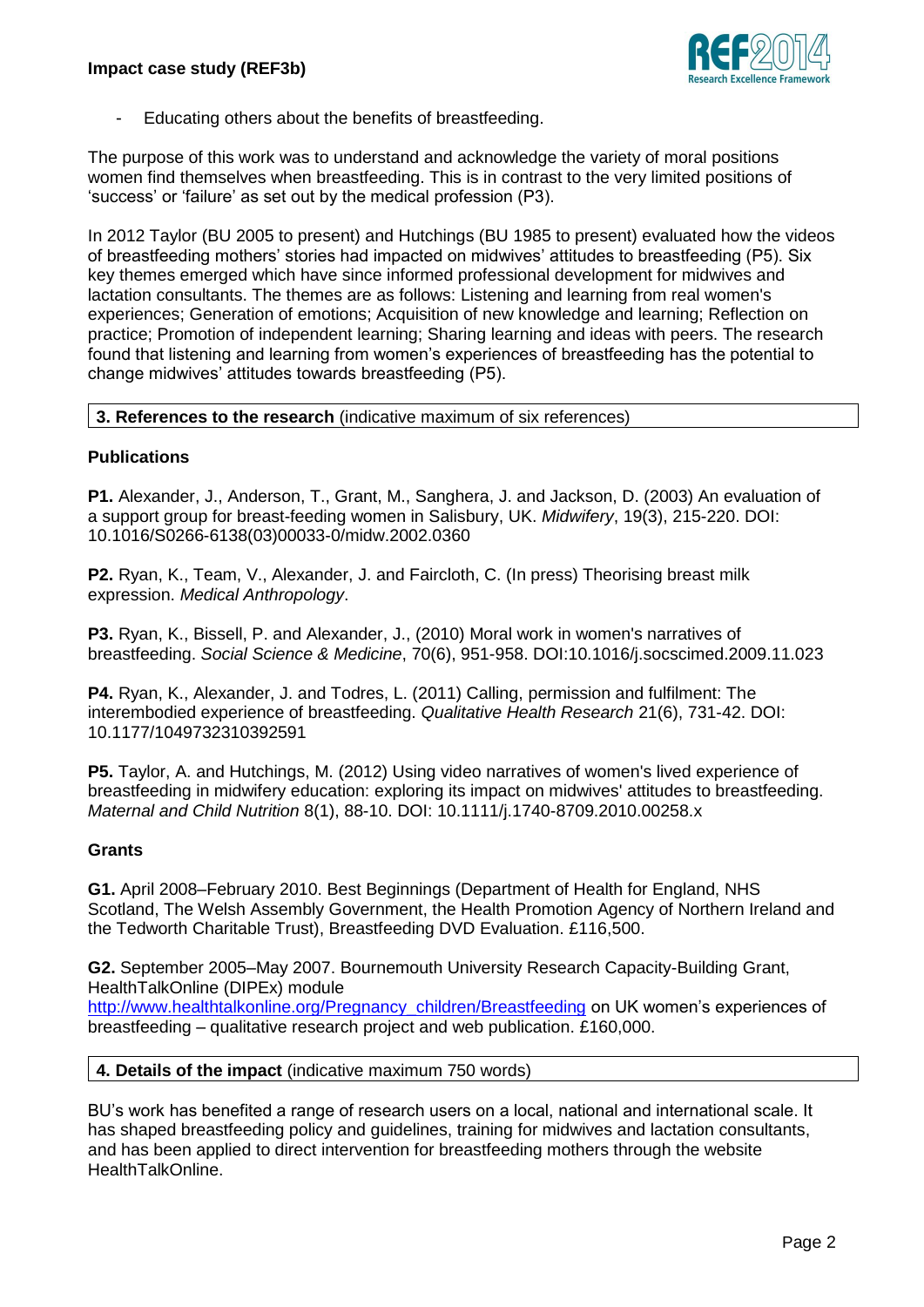- Educating others about the benefits of breastfeeding.

The purpose of this work was to understand and acknowledge the variety of moral positions women find themselves when breastfeeding. This is in contrast to the very limited positions of 'success' or 'failure' as set out by the medical profession (P3).

In 2012 Taylor (BU 2005 to present) and Hutchings (BU 1985 to present) evaluated how the videos of breastfeeding mothers' stories had impacted on midwives' attitudes to breastfeeding (P5). Six key themes emerged which have since informed professional development for midwives and lactation consultants. The themes are as follows: Listening and learning from real women's experiences; Generation of emotions; Acquisition of new knowledge and learning; Reflection on practice; Promotion of independent learning; Sharing learning and ideas with peers. The research found that listening and learning from women's experiences of breastfeeding has the potential to change midwives' attitudes towards breastfeeding (P5).

## 3. References to the research (indicative maximum of six references)

**Publications**

**P1.** Alexander, J., Anderson, T., Grant, M., Sanghera, J. and Jackson, D. (2003) An evaluation of a support group for breast-feeding women in Salisbury, UK. *Midwifery*, 19(3), 215-220. DOI: 10.1016/S0266-6138(03)00033-0/midw.2002.0360

**P2.** Ryan, K., Team, V., Alexander, J. and Faircloth, C. (In press) Theorising breast milk expression. *Medical Anthropology*.

**P3.** Ryan, K., Bissell, P. and Alexander, J., (2010) Moral work in women's narratives of breastfeeding. *Social Science & Medicine*, 70(6), 951-958. DOI:10.1016/j.socscimed.2009.11.023

**P4.** Ryan, K., Alexander, J. and Todres, L. (2011) Calling, permission and fulfilment: The interembodied experience of breastfeeding. *Qualitative Health Research* 21(6), 731-42. DOI: 10.1177/1049732310392591

**P5.** Taylor, A. and Hutchings, M. (2012) Using video narratives of women's lived experience of breastfeeding in midwifery education: exploring its impact on midwives' attitudes to breastfeeding. *Maternal and Child Nutrition* 8(1), 88-10. DOI: 10.1111/j.1740-8709.2010.00258.x

**Grants**

**G1.** April 2008–February 2010. Best Beginnings (Department of Health for England, NHS Scotland, The Welsh Assembly Government, the Health Promotion Agency of Northern Ireland and the Tedworth Charitable Trust), Breastfeeding DVD Evaluation. £116,500.

**G2.** September 2005–May 2007. Bournemouth University Research Capacity-Building Grant, HealthTalkOnline (DIPEx) module http://www.healthtalkonline.org/Pregnancy_children/Breastfeeding on UK women's experiences of breastfeeding – qualitative research project and web publication. £160,000.

## 4. Details of the impact (indicative maximum 750 words)

BU's work has benefited a range of research users on a local, national and international scale. It has shaped breastfeeding policy and guidelines, training for midwives and lactation consultants, and has been applied to direct intervention for breastfeeding mothers through the website HealthTalkOnline.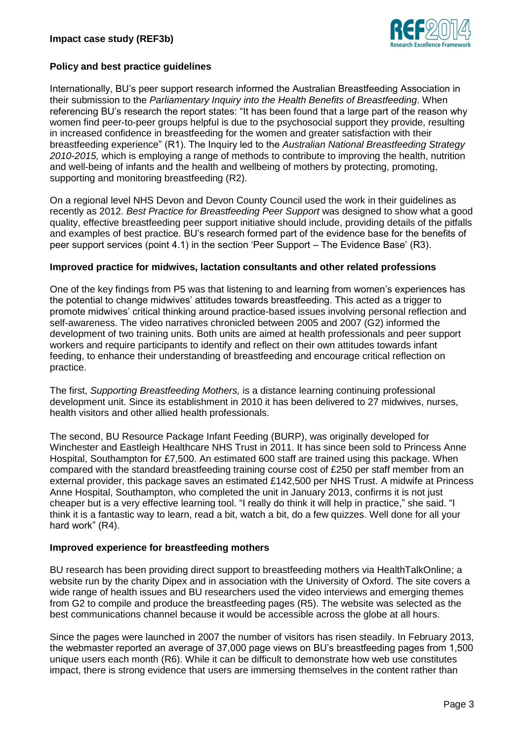### Policy and best practice guidelines

Internationally, BU's peer support research informed the Australian Breastfeeding Association in their submission to the *Parliamentary Inquiry into the Health Benefits of Breastfeeding*. When referencing BU's research the report states: "It has been found that a large part of the reason why women find peer-to-peer groups helpful is due to the psychosocial support they provide, resulting in increased confidence in breastfeeding for the women and greater satisfaction with their breastfeeding experience" (R1). The Inquiry led to the *Australian National Breastfeeding Strategy 2010-2015,* which is employing a range of methods to contribute to improving the health, nutrition and well-being of infants and the health and wellbeing of mothers by protecting, promoting, supporting and monitoring breastfeeding (R2).

On a regional level NHS Devon and Devon County Council used the work in their guidelines as recently as 2012. *Best Practice for Breastfeeding Peer Support* was designed to show what a good quality, effective breastfeeding peer support initiative should include, providing details of the pitfalls and examples of best practice. BU's research formed part of the evidence base for the benefits of peer support services (point 4.1) in the section 'Peer Support – The Evidence Base' (R3).

### Improved practice for midwives, lactation consultants and other related professions

One of the key findings from P5 was that listening to and learning from women's experiences has the potential to change midwives' attitudes towards breastfeeding. This acted as a trigger to promote midwives' critical thinking around practice-based issues involving personal reflection and self-awareness. The video narratives chronicled between 2005 and 2007 (G2) informed the development of two training units. Both units are aimed at health professionals and peer support workers and require participants to identify and reflect on their own attitudes towards infant feeding, to enhance their understanding of breastfeeding and encourage critical reflection on practice.

The first, *Supporting Breastfeeding Mothers,* is a distance learning continuing professional development unit. Since its establishment in 2010 it has been delivered to 27 midwives, nurses, health visitors and other allied health professionals.

The second, BU Resource Package Infant Feeding (BURP), was originally developed for Winchester and Eastleigh Healthcare NHS Trust in 2011. It has since been sold to Princess Anne Hospital, Southampton for £7,500. An estimated 600 staff are trained using this package. When compared with the standard breastfeeding training course cost of £250 per staff member from an external provider, this package saves an estimated £142,500 per NHS Trust. A midwife at Princess Anne Hospital, Southampton, who completed the unit in January 2013, confirms it is not just cheaper but is a very effective learning tool. "I really do think it will help in practice," she said. "I think it is a fantastic way to learn, read a bit, watch a bit, do a few quizzes. Well done for all your hard work" (R4).

### Improved experience for breastfeeding mothers

BU research has been providing direct support to breastfeeding mothers via HealthTalkOnline; a website run by the charity Dipex and in association with the University of Oxford. The site covers a wide range of health issues and BU researchers used the video interviews and emerging themes from G2 to compile and produce the breastfeeding pages (R5). The website was selected as the best communications channel because it would be accessible across the globe at all hours.

Since the pages were launched in 2007 the number of visitors has risen steadily. In February 2013, the webmaster reported an average of 37,000 page views on BU's breastfeeding pages from 1,500 unique users each month (R6). While it can be difficult to demonstrate how web use constitutes impact, there is strong evidence that users are immersing themselves in the content rather than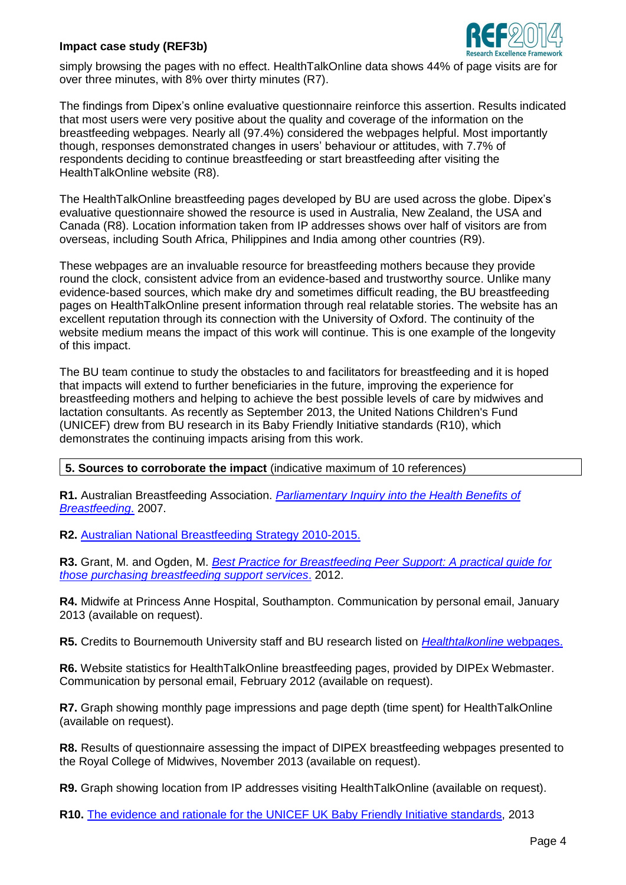simply browsing the pages with no effect. HealthTalkOnline data shows 44% of page visits are for over three minutes, with 8% over thirty minutes (R7).

The findings from Dipex's online evaluative questionnaire reinforce this assertion. Results indicated that most users were very positive about the quality and coverage of the information on the breastfeeding webpages. Nearly all (97.4%) considered the webpages helpful. Most importantly though, responses demonstrated changes in users' behaviour or attitudes, with 7.7% of respondents deciding to continue breastfeeding or start breastfeeding after visiting the HealthTalkOnline website (R8).

The HealthTalkOnline breastfeeding pages developed by BU are used across the globe. Dipex's evaluative questionnaire showed the resource is used in Australia, New Zealand, the USA and Canada (R8). Location information taken from IP addresses shows over half of visitors are from overseas, including South Africa, Philippines and India among other countries (R9).

These webpages are an invaluable resource for breastfeeding mothers because they provide round the clock, consistent advice from an evidence-based and trustworthy source. Unlike many evidence-based sources, which make dry and sometimes difficult reading, the BU breastfeeding pages on HealthTalkOnline present information through real relatable stories. The website has an excellent reputation through its connection with the University of Oxford. The continuity of the website medium means the impact of this work will continue. This is one example of the longevity of this impact.

The BU team continue to study the obstacles to and facilitators for breastfeeding and it is hoped that impacts will extend to further beneficiaries in the future, improving the experience for breastfeeding mothers and helping to achieve the best possible levels of care by midwives and lactation consultants. As recently as September 2013, the United Nations Children's Fund (UNICEF) drew from BU research in its Baby Friendly Initiative standards (R10), which demonstrates the continuing impacts arising from this work.

## 5. Sources to corroborate the impact (indicative maximum of 10 references)

**R1.** Australian Breastfeeding Association. *Parliamentary Inquiry into the Health Benefits of Breastfeeding*. 2007.

**R2.** Australian National Breastfeeding Strategy 2010-2015.

**R3.** Grant, M. and Ogden, M. *Best Practice for Breastfeeding Peer Support: A practical guide for those purchasing breastfeeding support services*. 2012.

**R4.** Midwife at Princess Anne Hospital, Southampton. Communication by personal email, January 2013 (available on request).

**R5.** Credits to Bournemouth University staff and BU research listed on *Healthtalkonline* webpages.

**R6.** Website statistics for HealthTalkOnline breastfeeding pages, provided by DIPEx Webmaster. Communication by personal email, February 2012 (available on request).

**R7.** Graph showing monthly page impressions and page depth (time spent) for HealthTalkOnline (available on request).

**R8.** Results of questionnaire assessing the impact of DIPEX breastfeeding webpages presented to the Royal College of Midwives, November 2013 (available on request).

**R9.** Graph showing location from IP addresses visiting HealthTalkOnline (available on request).

**R10.** The evidence and rationale for the UNICEF UK Baby Friendly Initiative standards, 2013